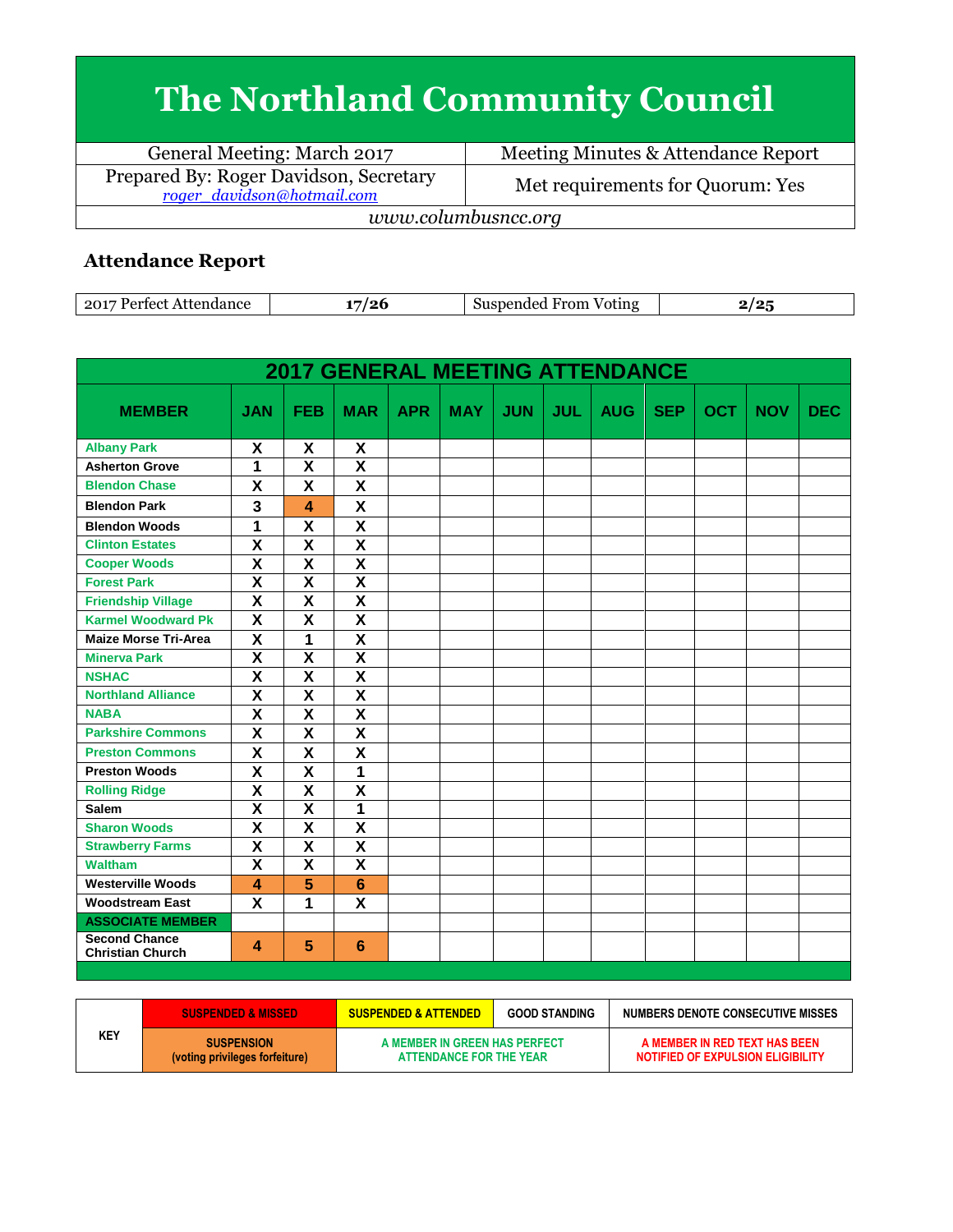# The Northland Community Council

| General Meeting: March 2017 | Meeting Minutes & Attendance Report |
|---|---|
| Prepared By: Roger Davidson, Secretary roger_davidson@hotmail.com | Met requirements for Quorum: Yes |
| *www.columbusncc.org* | |

## Attendance Report

| 2017 Perfect Attendance | 17/26 | Suspended From Voting | 2/25 |
|---|---|---|---|

| 2017 GENERAL MEETING ATTENDANCE | | | | | | | | | | | | |
|---|---|---|---|---|---|---|---|---|---|---|---|---|
| **MEMBER** | **JAN** | **FEB** | **MAR** | **APR** | **MAY** | **JUN** | **JUL** | **AUG** | **SEP** | **OCT** | **NOV** | **DEC** |
| Albany Park | X | X | X | | | | | | | | | |
| Asherton Grove | 1 | X | X | | | | | | | | | |
| Blendon Chase | X | X | X | | | | | | | | | |
| Blendon Park | 3 | 4 | X | | | | | | | | | |
| Blendon Woods | 1 | X | X | | | | | | | | | |
| Clinton Estates | X | X | X | | | | | | | | | |
| Cooper Woods | X | X | X | | | | | | | | | |
| Forest Park | X | X | X | | | | | | | | | |
| Friendship Village | X | X | X | | | | | | | | | |
| Karmel Woodward Pk | X | X | X | | | | | | | | | |
| Maize Morse Tri-Area | X | 1 | X | | | | | | | | | |
| Minerva Park | X | X | X | | | | | | | | | |
| NSHAC | X | X | X | | | | | | | | | |
| Northland Alliance | X | X | X | | | | | | | | | |
| NABA | X | X | X | | | | | | | | | |
| Parkshire Commons | X | X | X | | | | | | | | | |
| Preston Commons | X | X | X | | | | | | | | | |
| Preston Woods | X | X | 1 | | | | | | | | | |
| Rolling Ridge | X | X | X | | | | | | | | | |
| Salem | X | X | 1 | | | | | | | | | |
| Sharon Woods | X | X | X | | | | | | | | | |
| Strawberry Farms | X | X | X | | | | | | | | | |
| Waltham | X | X | X | | | | | | | | | |
| Westerville Woods | 4 | 5 | 6 | | | | | | | | | |
| Woodstream East | X | 1 | X | | | | | | | | | |
| **ASSOCIATE MEMBER** | | | | | | | | | | | | |
| Second Chance Christian Church | 4 | 5 | 6 | | | | | | | | | |

| KEY | SUSPENDED & MISSED | SUSPENDED & ATTENDED | GOOD STANDING | NUMBERS DENOTE CONSECUTIVE MISSES |
|---|---|---|---|---|
| | SUSPENSION (voting privileges forfeiture) | A MEMBER IN GREEN HAS PERFECT ATTENDANCE FOR THE YEAR | | A MEMBER IN RED TEXT HAS BEEN NOTIFIED OF EXPULSION ELIGIBILITY |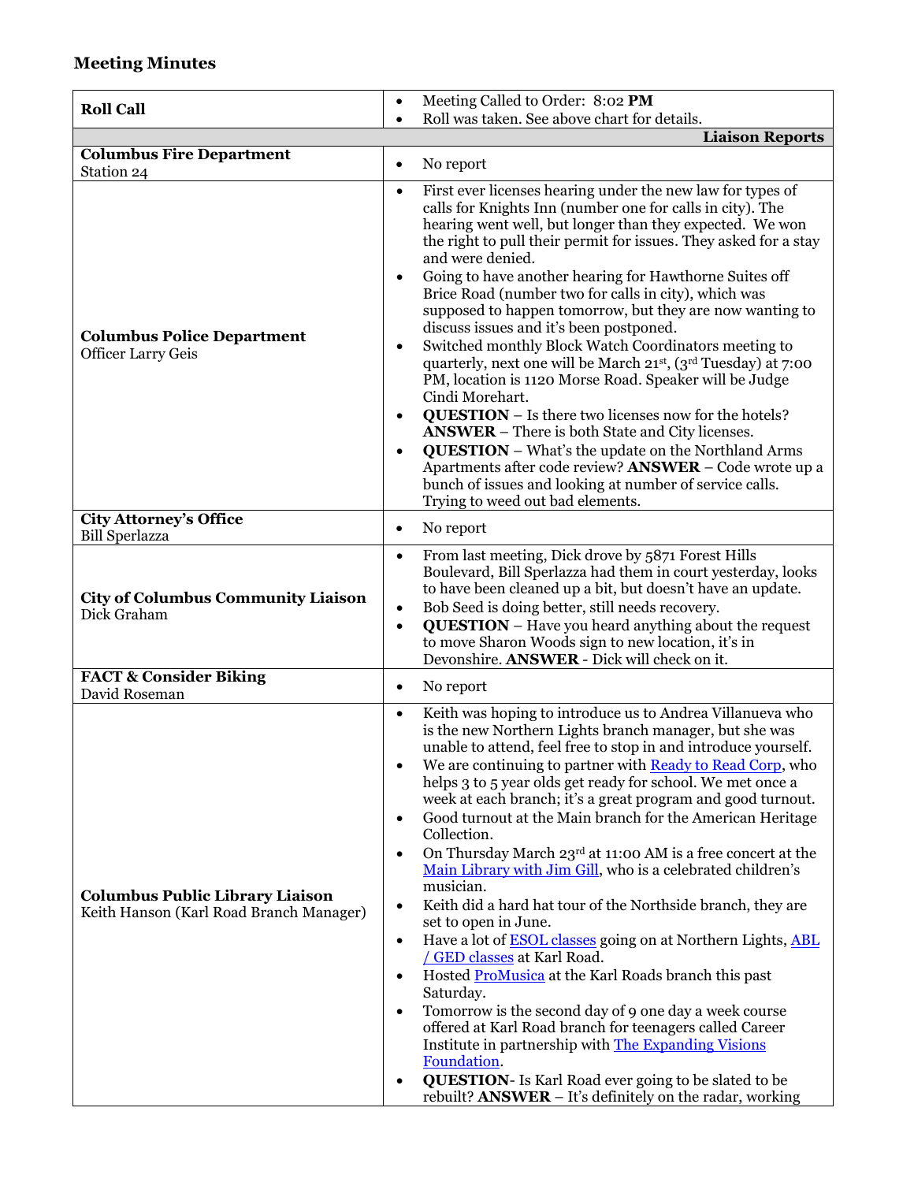## Meeting Minutes

| | |
|---|---|
| **Roll Call** | • Meeting Called to Order: 8:02 **PM**<br>• Roll was taken. See above chart for details. |
| | **Liaison Reports** |
| **Columbus Fire Department**<br>Station 24 | • No report |
| **Columbus Police Department**<br>Officer Larry Geis | • First ever licenses hearing under the new law for types of calls for Knights Inn (number one for calls in city). The hearing went well, but longer than they expected. We won the right to pull their permit for issues. They asked for a stay and were denied.<br>• Going to have another hearing for Hawthorne Suites off Brice Road (number two for calls in city), which was supposed to happen tomorrow, but they are now wanting to discuss issues and it's been postponed.<br>• Switched monthly Block Watch Coordinators meeting to quarterly, next one will be March 21st, (3rd Tuesday) at 7:00 PM, location is 1120 Morse Road. Speaker will be Judge Cindi Morehart.<br>• **QUESTION** – Is there two licenses now for the hotels? **ANSWER** – There is both State and City licenses.<br>• **QUESTION** – What's the update on the Northland Arms Apartments after code review? **ANSWER** – Code wrote up a bunch of issues and looking at number of service calls. Trying to weed out bad elements. |
| **City Attorney's Office**<br>Bill Sperlazza | • No report |
| **City of Columbus Community Liaison**<br>Dick Graham | • From last meeting, Dick drove by 5871 Forest Hills Boulevard, Bill Sperlazza had them in court yesterday, looks to have been cleaned up a bit, but doesn't have an update.<br>• Bob Seed is doing better, still needs recovery.<br>• **QUESTION** – Have you heard anything about the request to move Sharon Woods sign to new location, it's in Devonshire. **ANSWER** - Dick will check on it. |
| **FACT & Consider Biking**<br>David Roseman | • No report |
| **Columbus Public Library Liaison**<br>Keith Hanson (Karl Road Branch Manager) | • Keith was hoping to introduce us to Andrea Villanueva who is the new Northern Lights branch manager, but she was unable to attend, feel free to stop in and introduce yourself.<br>• We are continuing to partner with Ready to Read Corp, who helps 3 to 5 year olds get ready for school. We met once a week at each branch; it's a great program and good turnout.<br>• Good turnout at the Main branch for the American Heritage Collection.<br>• On Thursday March 23rd at 11:00 AM is a free concert at the Main Library with Jim Gill, who is a celebrated children's musician.<br>• Keith did a hard hat tour of the Northside branch, they are set to open in June.<br>• Have a lot of ESOL classes going on at Northern Lights, ABL / GED classes at Karl Road.<br>• Hosted ProMusica at the Karl Roads branch this past Saturday.<br>• Tomorrow is the second day of 9 one day a week course offered at Karl Road branch for teenagers called Career Institute in partnership with The Expanding Visions Foundation.<br>• **QUESTION**- Is Karl Road ever going to be slated to be rebuilt? **ANSWER** – It's definitely on the radar, working |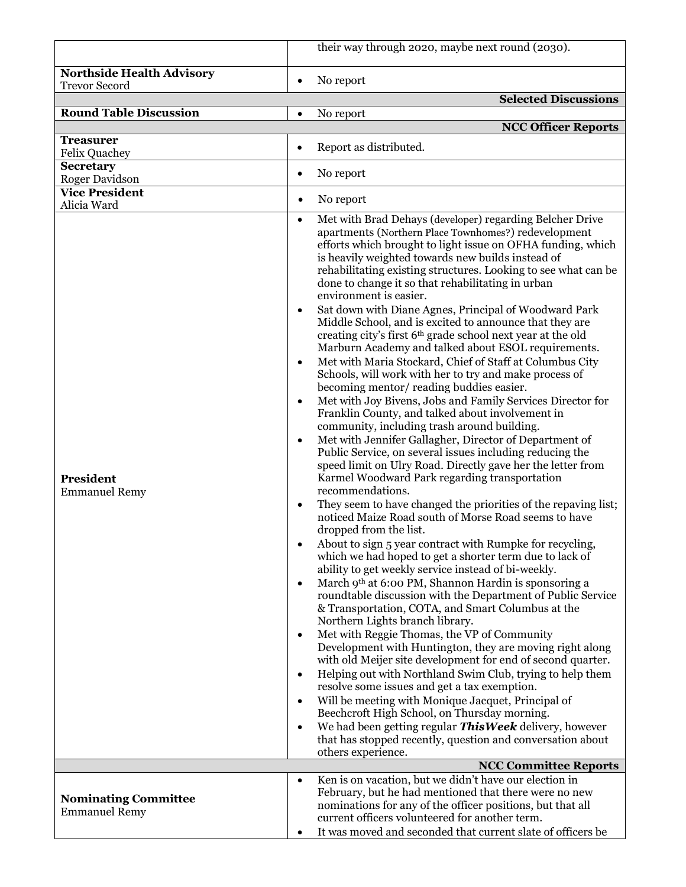| | |
|---|---|
| | their way through 2020, maybe next round (2030). |
| **Northside Health Advisory**<br>Trevor Secord | • No report |
| | **Selected Discussions** |
| **Round Table Discussion** | • No report |
| | **NCC Officer Reports** |
| **Treasurer**<br>Felix Quachey | • Report as distributed. |
| **Secretary**<br>Roger Davidson | • No report |
| **Vice President**<br>Alicia Ward | • No report |
| **President**<br>Emmanuel Remy | • Met with Brad Dehays (developer) regarding Belcher Drive apartments (Northern Place Townhomes?) redevelopment efforts which brought to light issue on OFHA funding, which is heavily weighted towards new builds instead of rehabilitating existing structures. Looking to see what can be done to change it so that rehabilitating in urban environment is easier.<br>• Sat down with Diane Agnes, Principal of Woodward Park Middle School, and is excited to announce that they are creating city's first 6th grade school next year at the old Marburn Academy and talked about ESOL requirements.<br>• Met with Maria Stockard, Chief of Staff at Columbus City Schools, will work with her to try and make process of becoming mentor/ reading buddies easier.<br>• Met with Joy Bivens, Jobs and Family Services Director for Franklin County, and talked about involvement in community, including trash around building.<br>• Met with Jennifer Gallagher, Director of Department of Public Service, on several issues including reducing the speed limit on Ulry Road. Directly gave her the letter from Karmel Woodward Park regarding transportation recommendations.<br>• They seem to have changed the priorities of the repaving list; noticed Maize Road south of Morse Road seems to have dropped from the list.<br>• About to sign 5 year contract with Rumpke for recycling, which we had hoped to get a shorter term due to lack of ability to get weekly service instead of bi-weekly.<br>• March 9th at 6:00 PM, Shannon Hardin is sponsoring a roundtable discussion with the Department of Public Service & Transportation, COTA, and Smart Columbus at the Northern Lights branch library.<br>• Met with Reggie Thomas, the VP of Community Development with Huntington, they are moving right along with old Meijer site development for end of second quarter.<br>• Helping out with Northland Swim Club, trying to help them resolve some issues and get a tax exemption.<br>• Will be meeting with Monique Jacquet, Principal of Beechcroft High School, on Thursday morning.<br>• We had been getting regular ***ThisWeek*** delivery, however that has stopped recently, question and conversation about others experience. |
| | **NCC Committee Reports** |
| **Nominating Committee**<br>Emmanuel Remy | • Ken is on vacation, but we didn't have our election in February, but he had mentioned that there were no new nominations for any of the officer positions, but that all current officers volunteered for another term.<br>• It was moved and seconded that current slate of officers be |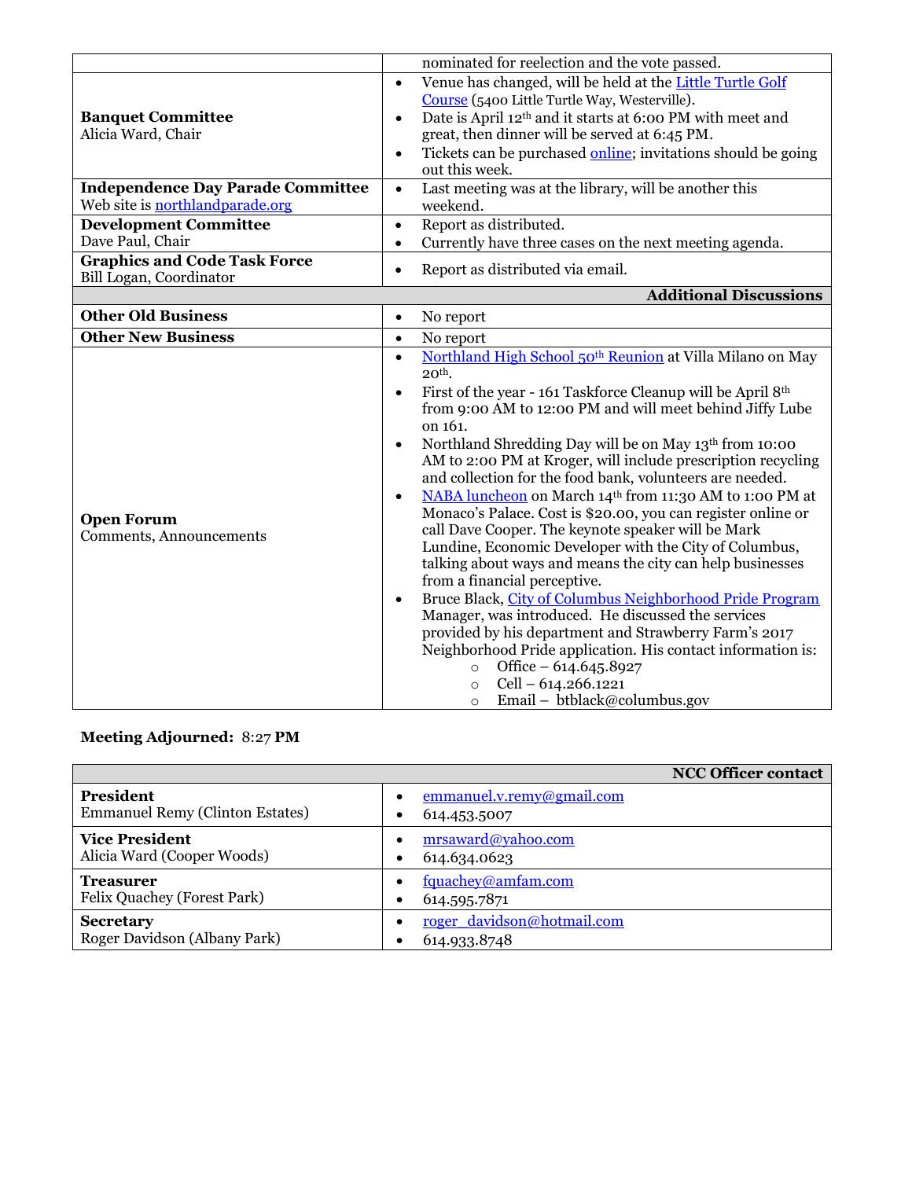| | |
|---|---|
| | nominated for reelection and the vote passed. |
| **Banquet Committee**<br>Alicia Ward, Chair | • Venue has changed, will be held at the Little Turtle Golf Course (5400 Little Turtle Way, Westerville).<br>• Date is April 12th and it starts at 6:00 PM with meet and great, then dinner will be served at 6:45 PM.<br>• Tickets can be purchased online; invitations should be going out this week. |
| **Independence Day Parade Committee**<br>Web site is northlandparade.org | • Last meeting was at the library, will be another this weekend. |
| **Development Committee**<br>Dave Paul, Chair | • Report as distributed.<br>• Currently have three cases on the next meeting agenda. |
| **Graphics and Code Task Force**<br>Bill Logan, Coordinator | • Report as distributed via email. |
| | **Additional Discussions** |
| **Other Old Business** | • No report |
| **Other New Business** | • No report |
| **Open Forum**<br>Comments, Announcements | • Northland High School 50th Reunion at Villa Milano on May 20th.<br>• First of the year - 161 Taskforce Cleanup will be April 8th from 9:00 AM to 12:00 PM and will meet behind Jiffy Lube on 161.<br>• Northland Shredding Day will be on May 13th from 10:00 AM to 2:00 PM at Kroger, will include prescription recycling and collection for the food bank, volunteers are needed.<br>• NABA luncheon on March 14th from 11:30 AM to 1:00 PM at Monaco's Palace. Cost is $20.00, you can register online or call Dave Cooper. The keynote speaker will be Mark Lundine, Economic Developer with the City of Columbus, talking about ways and means the city can help businesses from a financial perceptive.<br>• Bruce Black, City of Columbus Neighborhood Pride Program Manager, was introduced. He discussed the services provided by his department and Strawberry Farm's 2017 Neighborhood Pride application. His contact information is:<br>  ○ Office – 614.645.8927<br>  ○ Cell – 614.266.1221<br>  ○ Email – btblack@columbus.gov |

**Meeting Adjourned:** 8:27 **PM**

| | |
|---|---|
| | **NCC Officer contact** |
| **President**<br>Emmanuel Remy (Clinton Estates) | • emmanuel.v.remy@gmail.com<br>• 614.453.5007 |
| **Vice President**<br>Alicia Ward (Cooper Woods) | • mrsaward@yahoo.com<br>• 614.634.0623 |
| **Treasurer**<br>Felix Quachey (Forest Park) | • fquachey@amfam.com<br>• 614.595.7871 |
| **Secretary**<br>Roger Davidson (Albany Park) | • roger_davidson@hotmail.com<br>• 614.933.8748 |